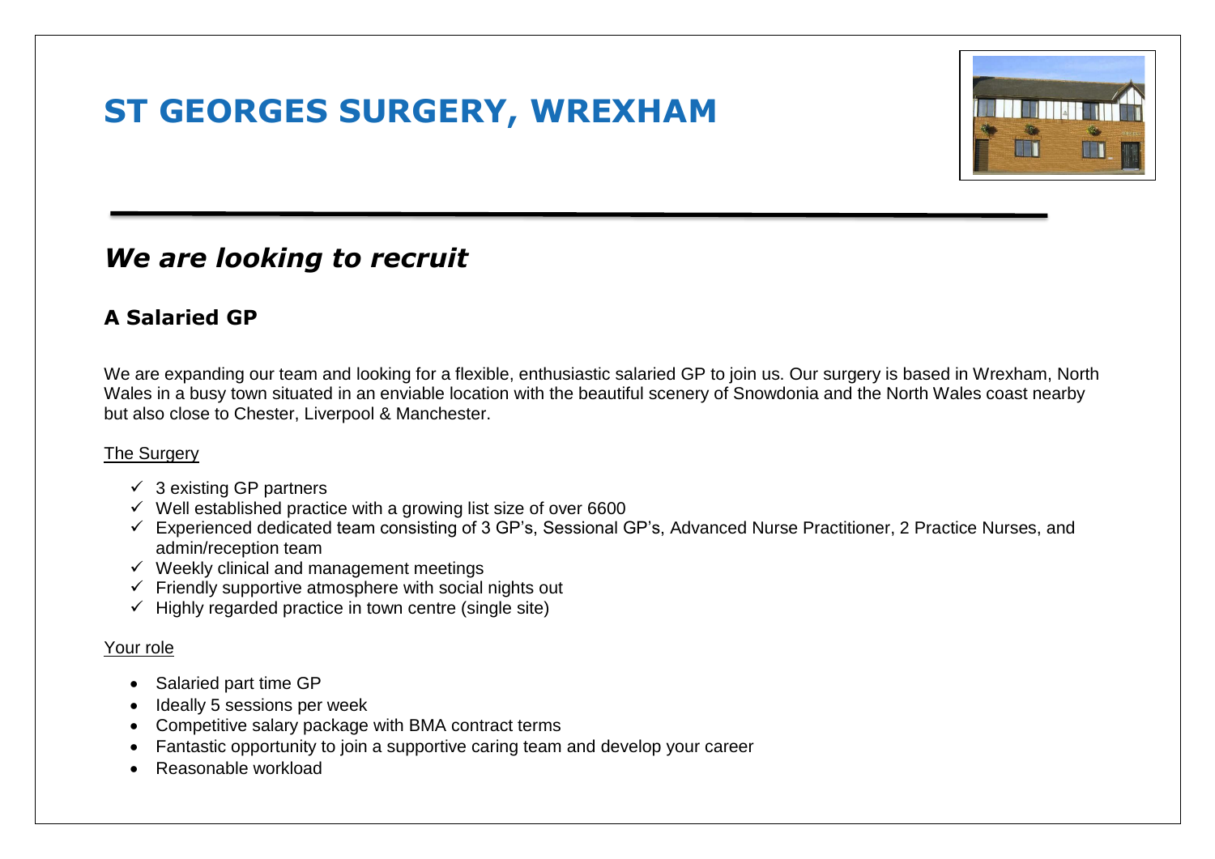# ST GEORGES SURGERY, WREXHAM

## *We are looking to recruit*

### A Salaried GP

We are expanding our team and looking for a flexible, enthusiastic salaried GP to join us. Our surgery is based in Wrexham, North Wales in a busy town situated in an enviable location with the beautiful scenery of Snowdonia and the North Wales coast nearby but also close to Chester, Liverpool & Manchester.

<u>The Surgery</u>

- ✓ 3 existing GP partners
- ✓ Well established practice with a growing list size of over 6600
- ✓ Experienced dedicated team consisting of 3 GP's, Sessional GP's, Advanced Nurse Practitioner, 2 Practice Nurses, and admin/reception team
- ✓ Weekly clinical and management meetings
- ✓ Friendly supportive atmosphere with social nights out
- ✓ Highly regarded practice in town centre (single site)

<u>Your role</u>

- Salaried part time GP
- Ideally 5 sessions per week
- Competitive salary package with BMA contract terms
- Fantastic opportunity to join a supportive caring team and develop your career
- Reasonable workload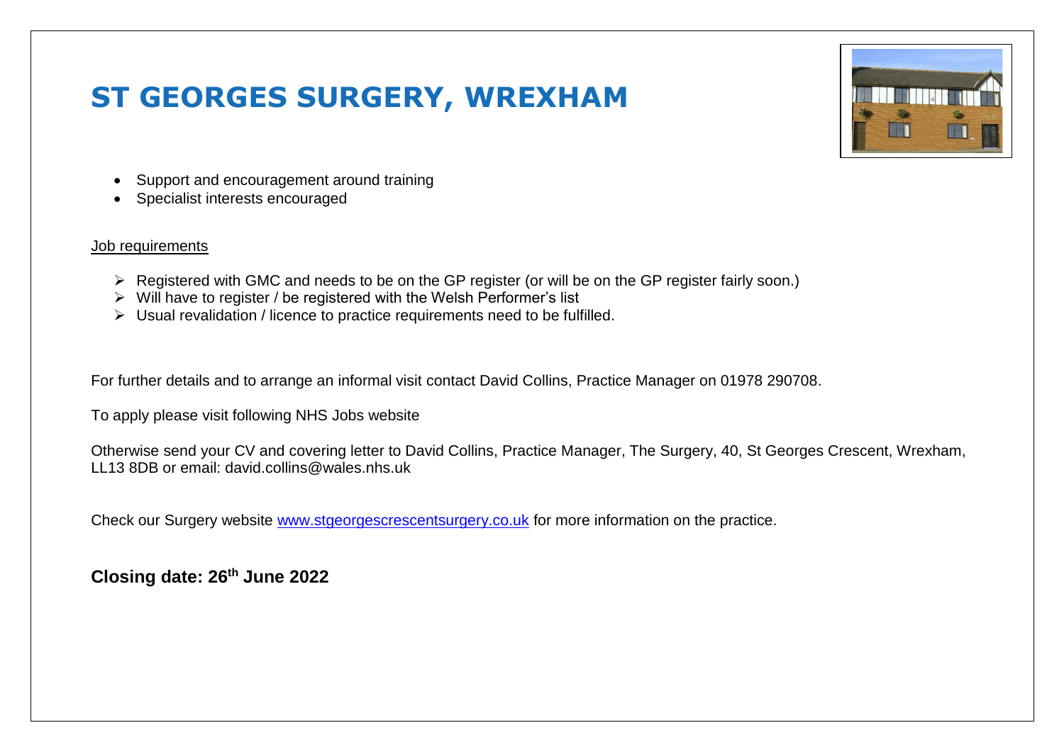# ST GEORGES SURGERY, WREXHAM

- Support and encouragement around training
- Specialist interests encouraged

Job requirements

- Registered with GMC and needs to be on the GP register (or will be on the GP register fairly soon.)
- Will have to register / be registered with the Welsh Performer's list
- Usual revalidation / licence to practice requirements need to be fulfilled.

For further details and to arrange an informal visit contact David Collins, Practice Manager on 01978 290708.

To apply please visit following NHS Jobs website

Otherwise send your CV and covering letter to David Collins, Practice Manager, The Surgery, 40, St Georges Crescent, Wrexham, LL13 8DB or email: david.collins@wales.nhs.uk

Check our Surgery website www.stgeorgescrescentsurgery.co.uk for more information on the practice.

**Closing date: 26th June 2022**